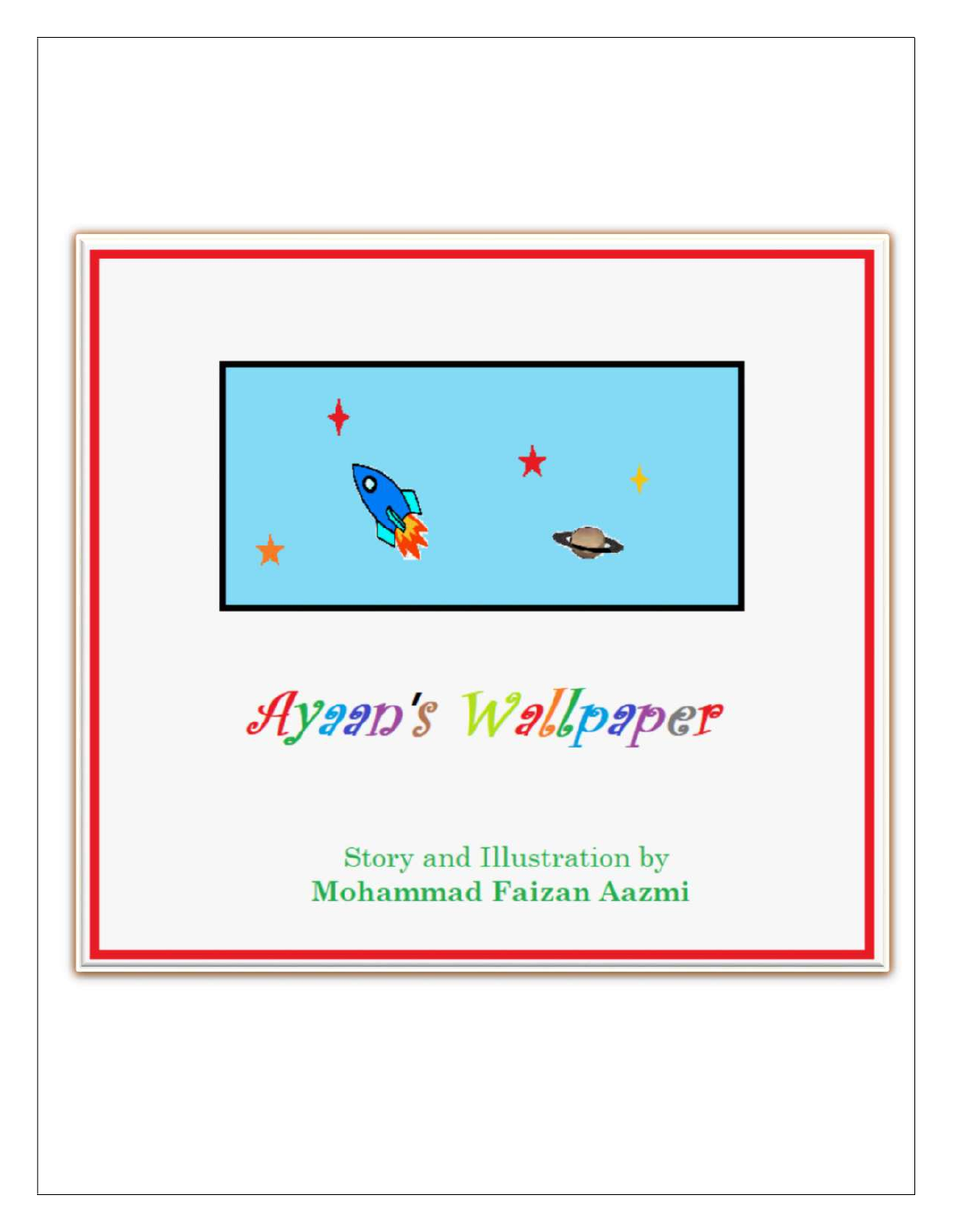# Ayaan's Wallpaper

Story and Illustration by
**Mohammad Faizan Aazmi**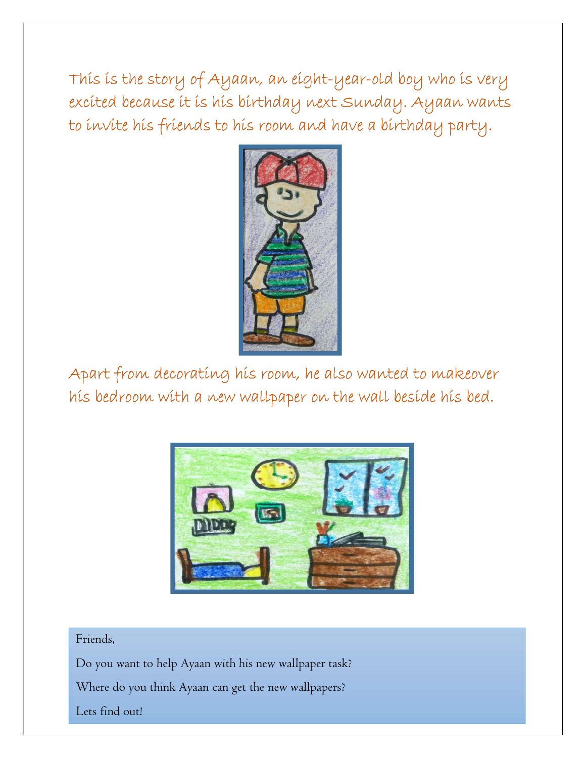This is the story of Ayaan, an eight-year-old boy who is very excited because it is his birthday next Sunday. Ayaan wants to invite his friends to his room and have a birthday party.

Apart from decorating his room, he also wanted to makeover his bedroom with a new wallpaper on the wall beside his bed.

Friends,

Do you want to help Ayaan with his new wallpaper task?

Where do you think Ayaan can get the new wallpapers?

Lets find out!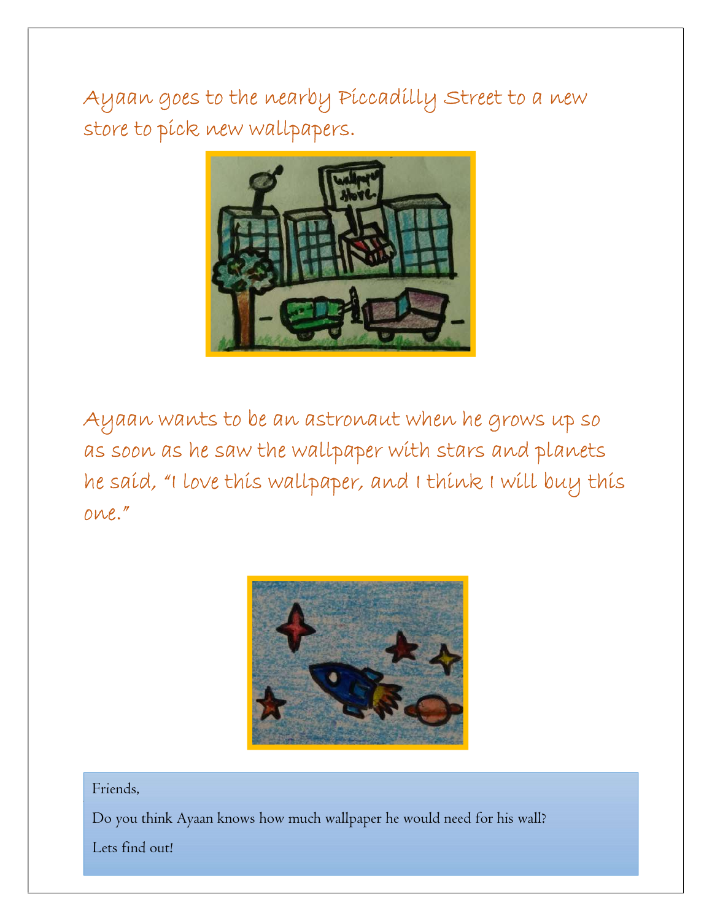Ayaan goes to the nearby Piccadilly Street to a new store to pick new wallpapers.

Ayaan wants to be an astronaut when he grows up so as soon as he saw the wallpaper with stars and planets he said, "I love this wallpaper, and I think I will buy this one."

Friends,

Do you think Ayaan knows how much wallpaper he would need for his wall?

Lets find out!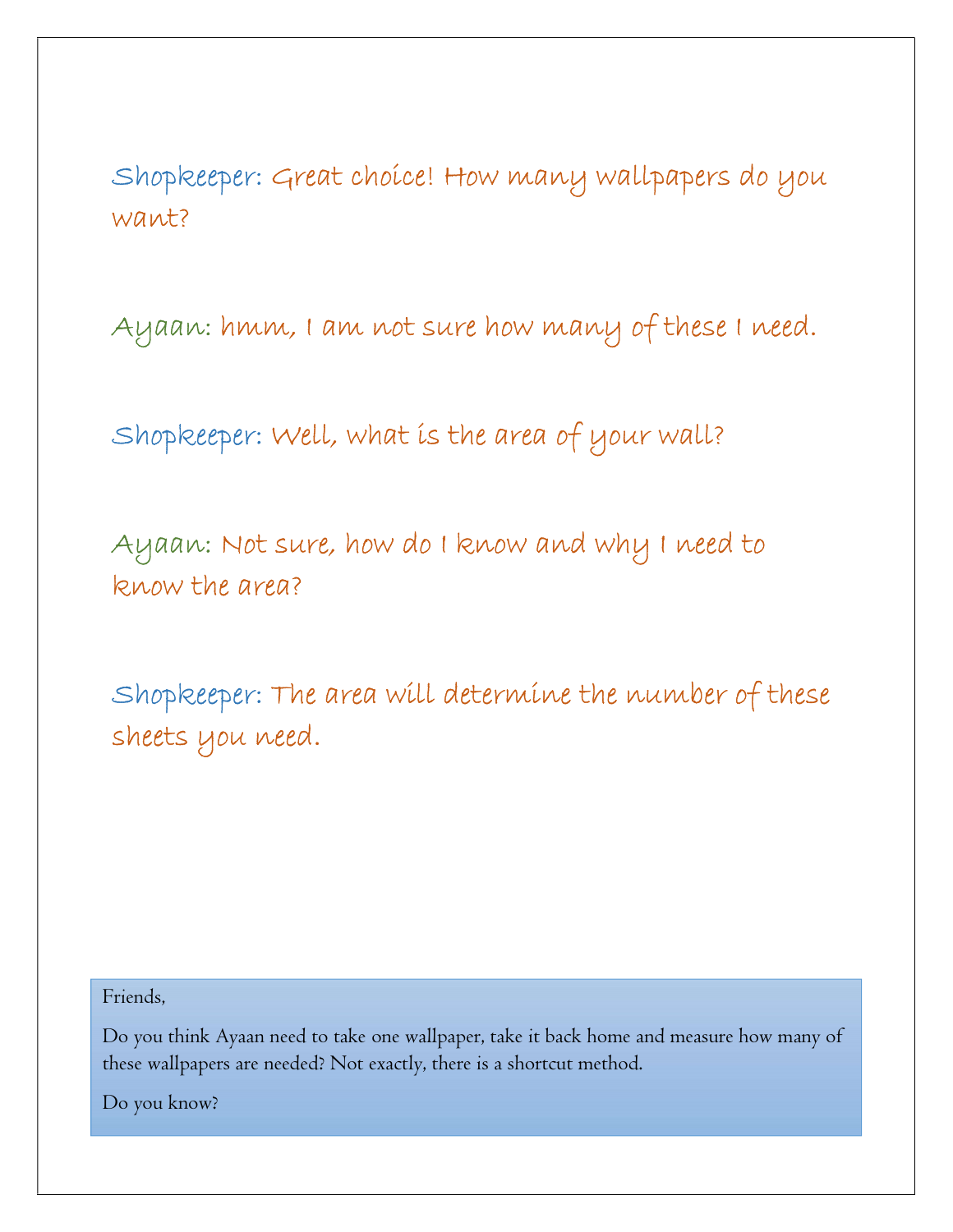**Shopkeeper:** Great choice! How many wallpapers do you want?

**Ayaan:** hmm, I am not sure how many of these I need.

**Shopkeeper:** Well, what is the area of your wall?

**Ayaan:** Not sure, how do I know and why I need to know the area?

**Shopkeeper:** The area will determine the number of these sheets you need.

> Friends,
>
> Do you think Ayaan need to take one wallpaper, take it back home and measure how many of these wallpapers are needed? Not exactly, there is a shortcut method.
>
> Do you know?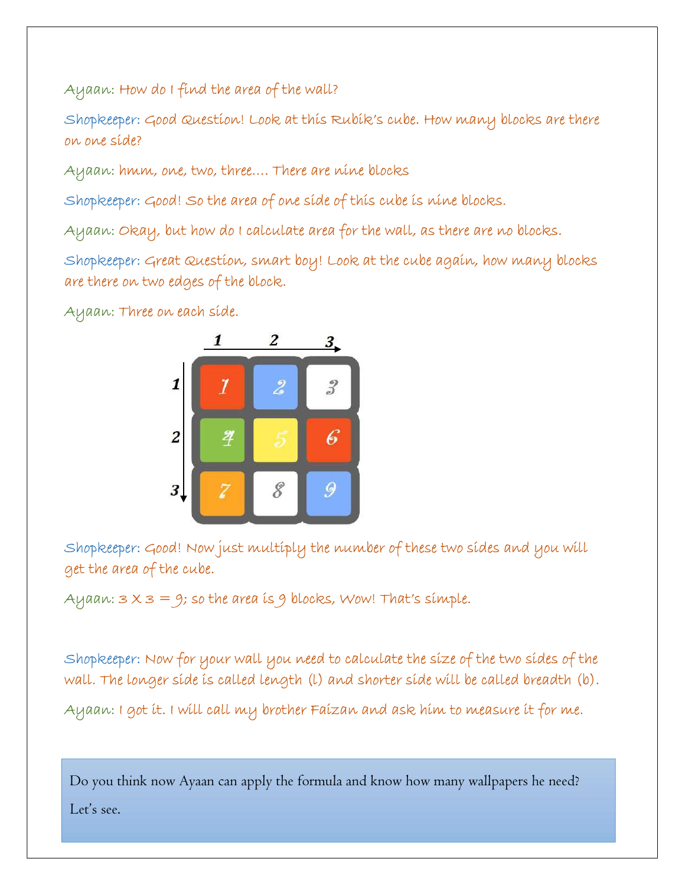Ayaan: How do I find the area of the wall?

Shopkeeper: Good Question! Look at this Rubik's cube. How many blocks are there on one side?

Ayaan: hmm, one, two, three…. There are nine blocks

Shopkeeper: Good! So the area of one side of this cube is nine blocks.

Ayaan: Okay, but how do I calculate area for the wall, as there are no blocks.

Shopkeeper: Great Question, smart boy! Look at the cube again, how many blocks are there on two edges of the block.

Ayaan: Three on each side.

Shopkeeper: Good! Now just multiply the number of these two sides and you will get the area of the cube.

Ayaan: 3 X 3 = 9; so the area is 9 blocks, Wow! That's simple.

Shopkeeper: Now for your wall you need to calculate the size of the two sides of the wall. The longer side is called length (l) and shorter side will be called breadth (b).

Ayaan: I got it. I will call my brother Faizan and ask him to measure it for me.

Do you think now Ayaan can apply the formula and know how many wallpapers he need?

Let's see.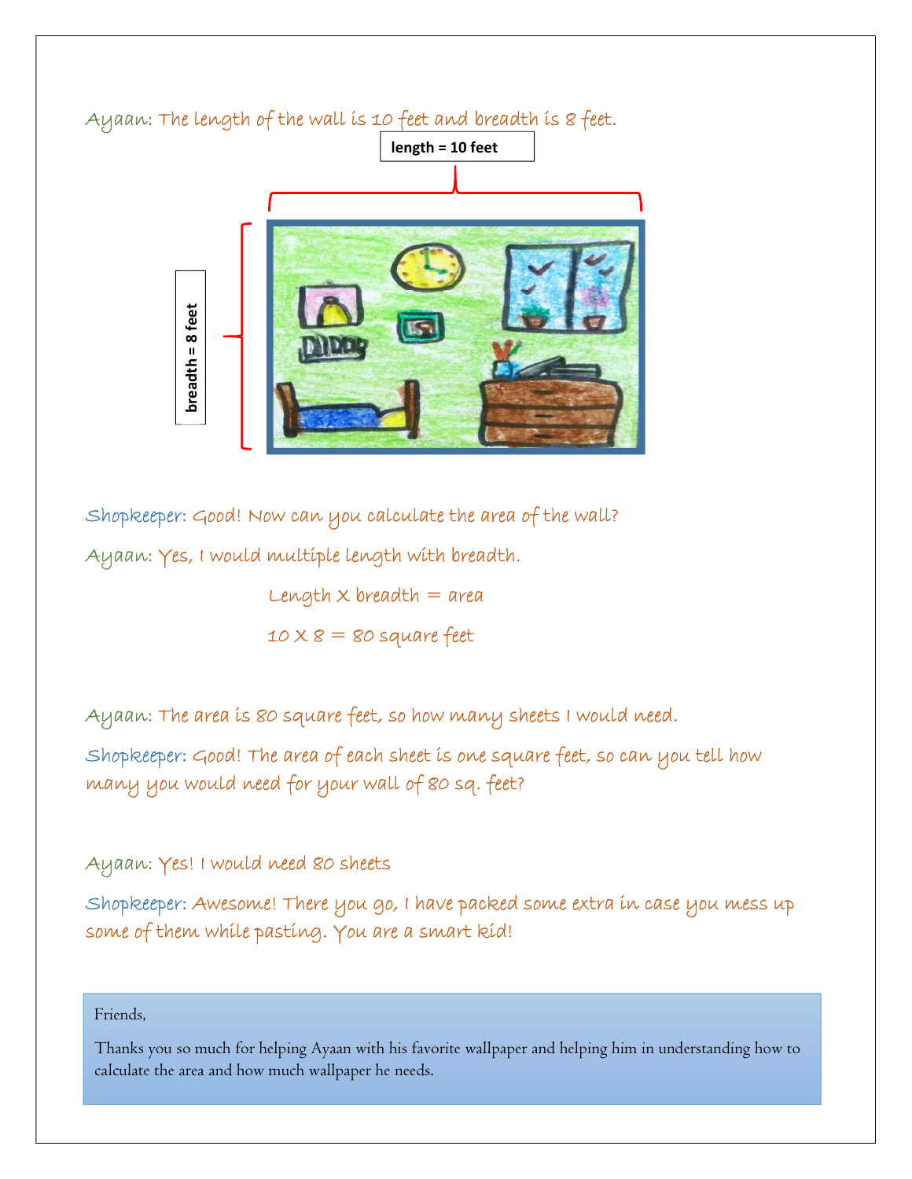Ayaan: The length of the wall is 10 feet and breadth is 8 feet.

length = 10 feet

breadth = 8 feet

Shopkeeper: Good! Now can you calculate the area of the wall?

Ayaan: Yes, I would multiple length with breadth.

Length X breadth = area

10 X 8 = 80 square feet

Ayaan: The area is 80 square feet, so how many sheets I would need.

Shopkeeper: Good! The area of each sheet is one square feet, so can you tell how many you would need for your wall of 80 sq. feet?

Ayaan: Yes! I would need 80 sheets

Shopkeeper: Awesome! There you go, I have packed some extra in case you mess up some of them while pasting. You are a smart kid!

Friends,

Thanks you so much for helping Ayaan with his favorite wallpaper and helping him in understanding how to calculate the area and how much wallpaper he needs.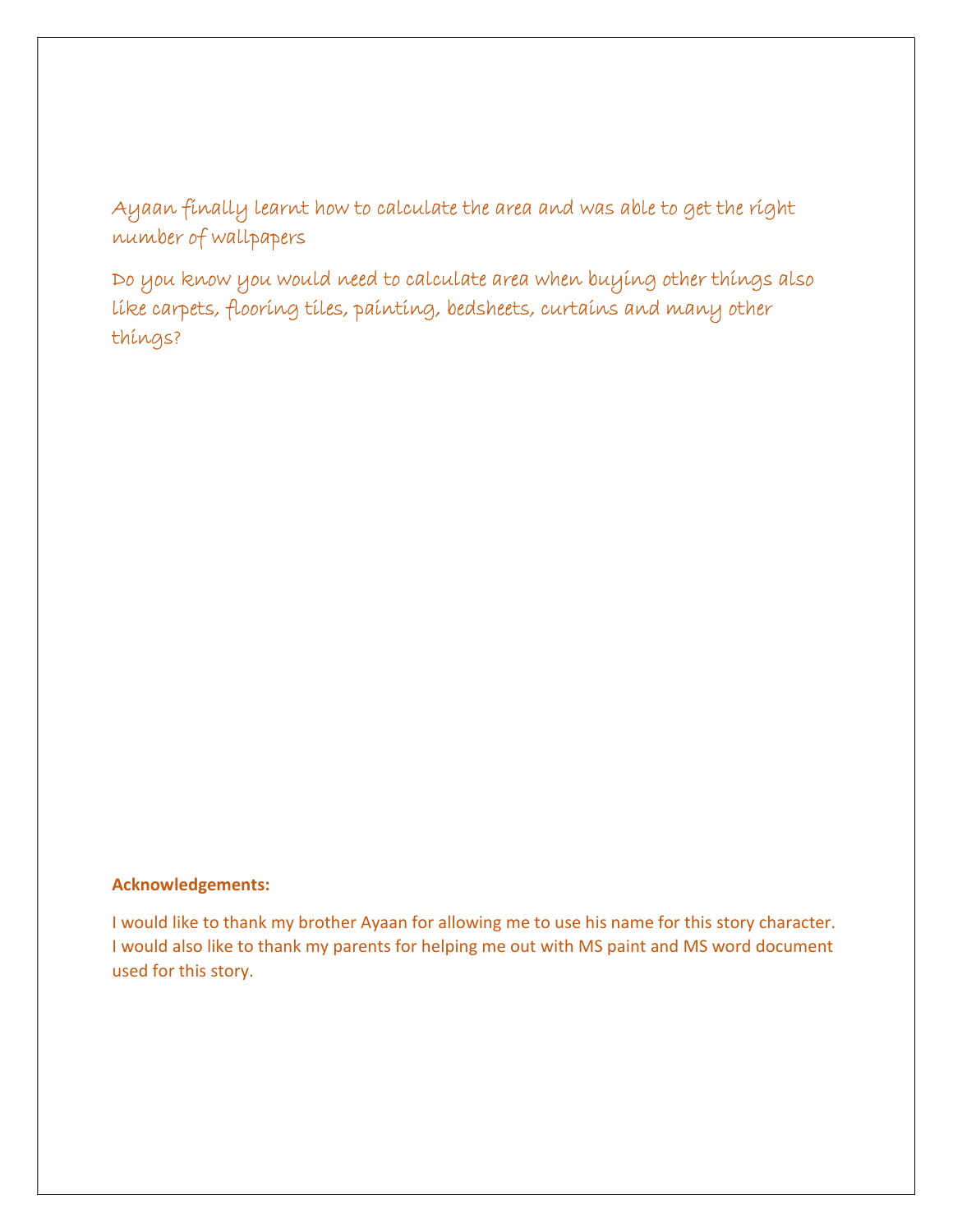Ayaan finally learnt how to calculate the area and was able to get the right number of wallpapers

Do you know you would need to calculate area when buying other things also like carpets, flooring tiles, painting, bedsheets, curtains and many other things?

**Acknowledgements:**

I would like to thank my brother Ayaan for allowing me to use his name for this story character. I would also like to thank my parents for helping me out with MS paint and MS word document used for this story.